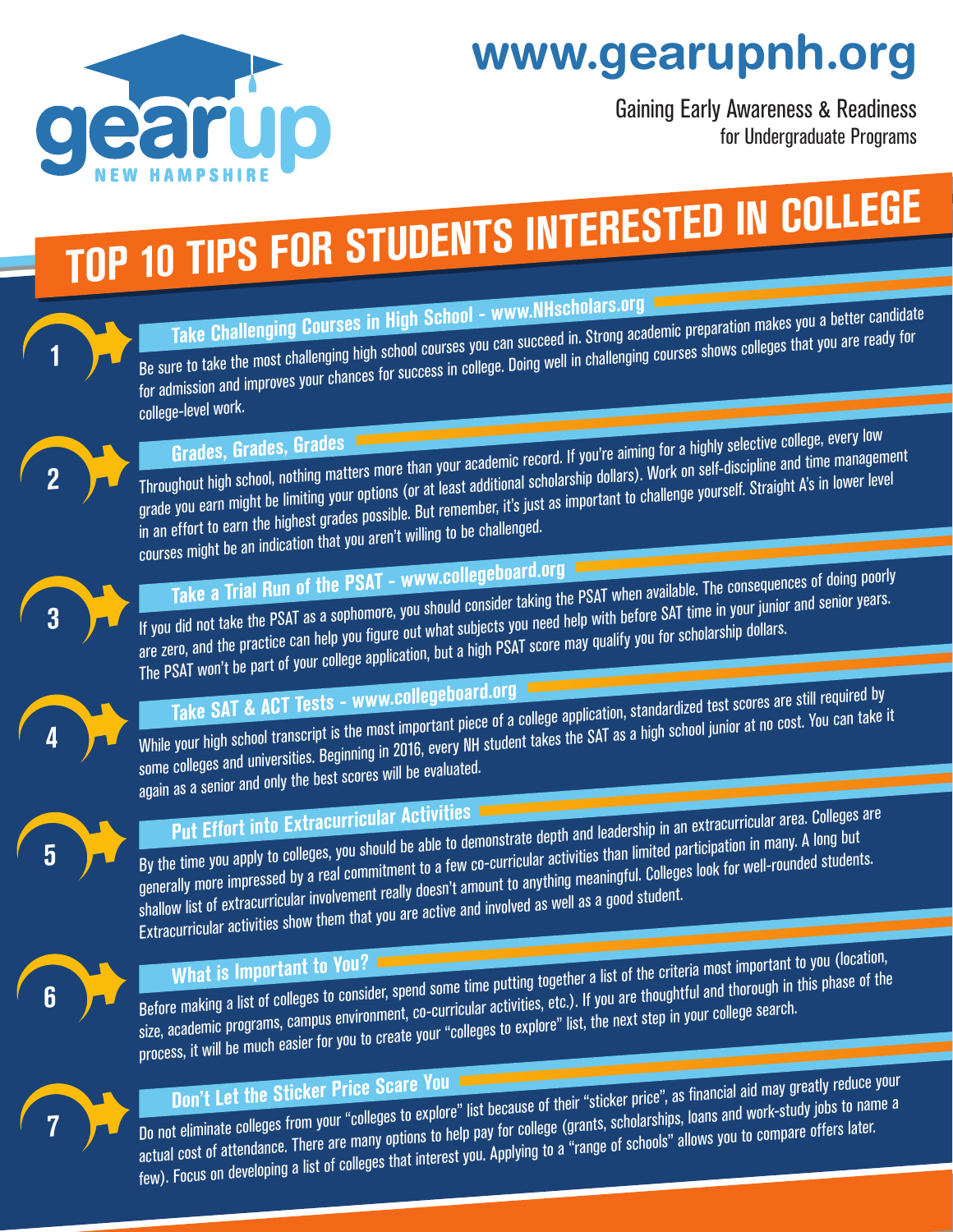# www.gearupnh.org

gearup NEW HAMPSHIRE

Gaining Early Awareness & Readiness for Undergraduate Programs

# TOP 10 TIPS FOR STUDENTS INTERESTED IN COLLEGE

## 1 Take Challenging Courses in High School - www.NHscholars.org

Be sure to take the most challenging high school courses you can succeed in. Strong academic preparation makes you a better candidate for admission and improves your chances for success in college. Doing well in challenging courses shows colleges that you are ready for college-level work.

## 2 Grades, Grades, Grades

Throughout high school, nothing matters more than your academic record. If you're aiming for a highly selective college, every low grade you earn might be limiting your options (or at least additional scholarship dollars). Work on self-discipline and time management in an effort to earn the highest grades possible. But remember, it's just as important to challenge yourself. Straight A's in lower level courses might be an indication that you aren't willing to be challenged.

## 3 Take a Trial Run of the PSAT - www.collegeboard.org

If you did not take the PSAT as a sophomore, you should consider taking the PSAT when available. The consequences of doing poorly are zero, and the practice can help you figure out what subjects you need help with before SAT time in your junior and senior years. The PSAT won't be part of your college application, but a high PSAT score may qualify you for scholarship dollars.

## 4 Take SAT & ACT Tests - www.collegeboard.org

While your high school transcript is the most important piece of a college application, standardized test scores are still required by some colleges and universities. Beginning in 2016, every NH student takes the SAT as a high school junior at no cost. You can take it again as a senior and only the best scores will be evaluated.

## 5 Put Effort into Extracurricular Activities

By the time you apply to colleges, you should be able to demonstrate depth and leadership in an extracurricular area. Colleges are generally more impressed by a real commitment to a few co-curricular activities than limited participation in many. A long but shallow list of extracurricular involvement really doesn't amount to anything meaningful. Colleges look for well-rounded students. Extracurricular activities show them that you are active and involved as well as a good student.

## 6 What is Important to You?

Before making a list of colleges to consider, spend some time putting together a list of the criteria most important to you (location, size, academic programs, campus environment, co-curricular activities, etc.). If you are thoughtful and thorough in this phase of the process, it will be much easier for you to create your "colleges to explore" list, the next step in your college search.

## 7 Don't Let the Sticker Price Scare You

Do not eliminate colleges from your "colleges to explore" list because of their "sticker price", as financial aid may greatly reduce your actual cost of attendance. There are many options to help pay for college (grants, scholarships, loans and work-study jobs to name a few). Focus on developing a list of colleges that interest you. Applying to a "range of schools" allows you to compare offers later.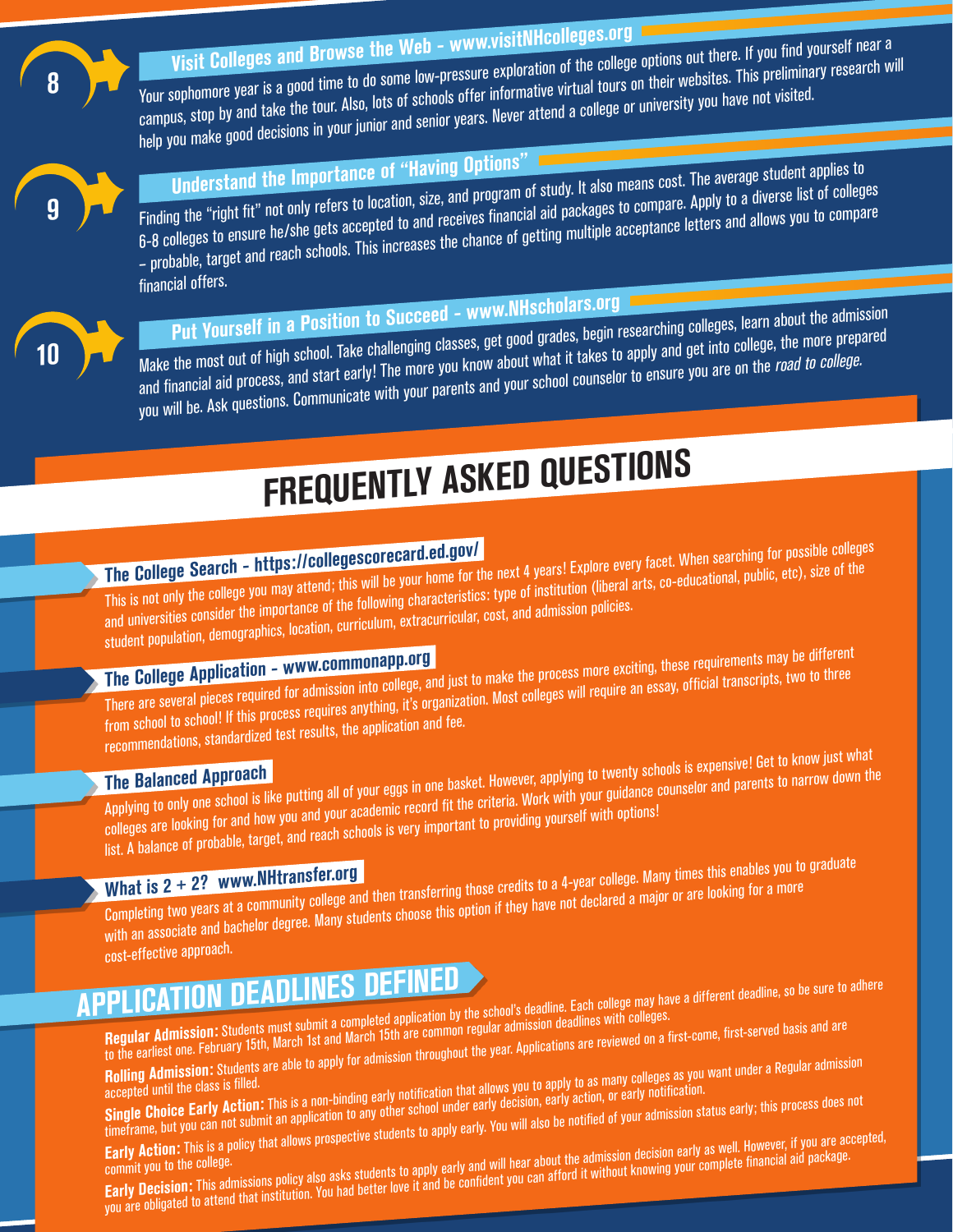8

## Visit Colleges and Browse the Web - www.visitNHcolleges.org

Your sophomore year is a good time to do some low-pressure exploration of the college options out there. If you find yourself near a campus, stop by and take the tour. Also, lots of schools offer informative virtual tours on their websites. This preliminary research will help you make good decisions in your junior and senior years. Never attend a college or university you have not visited.

9

## Understand the Importance of "Having Options"

Finding the "right fit" not only refers to location, size, and program of study. It also means cost. The average student applies to 6-8 colleges to ensure he/she gets accepted to and receives financial aid packages to compare. Apply to a diverse list of colleges – probable, target and reach schools. This increases the chance of getting multiple acceptance letters and allows you to compare financial offers.

10

## Put Yourself in a Position to Succeed - www.NHscholars.org

Make the most out of high school. Take challenging classes, get good grades, begin researching colleges, learn about the admission and financial aid process, and start early! The more you know about what it takes to apply and get into college, the more prepared you will be. Ask questions. Communicate with your parents and your school counselor to ensure you are on the *road to college.*

# FREQUENTLY ASKED QUESTIONS

### The College Search - https://collegescorecard.ed.gov/

This is not only the college you may attend; this will be your home for the next 4 years! Explore every facet. When searching for possible colleges and universities consider the importance of the following characteristics: type of institution (liberal arts, co-educational, public, etc), size of the student population, demographics, location, curriculum, extracurricular, cost, and admission policies.

### The College Application - www.commonapp.org

There are several pieces required for admission into college, and just to make the process more exciting, these requirements may be different from school to school! If this process requires anything, it's organization. Most colleges will require an essay, official transcripts, two to three recommendations, standardized test results, the application and fee.

### The Balanced Approach

Applying to only one school is like putting all of your eggs in one basket. However, applying to twenty schools is expensive! Get to know just what colleges are looking for and how you and your academic record fit the criteria. Work with your guidance counselor and parents to narrow down the list. A balance of probable, target, and reach schools is very important to providing yourself with options!

### What is 2 + 2? www.NHtransfer.org

Completing two years at a community college and then transferring those credits to a 4-year college. Many times this enables you to graduate with an associate and bachelor degree. Many students choose this option if they have not declared a major or are looking for a more cost-effective approach.

# APPLICATION DEADLINES DEFINED

**Regular Admission:** Students must submit a completed application by the school's deadline. Each college may have a different deadline, so be sure to adhere to the earliest one. February 15th, March 1st and March 15th are common regular admission deadlines with colleges.

**Rolling Admission:** Students are able to apply for admission throughout the year. Applications are reviewed on a first-come, first-served basis and are accepted until the class is filled.

**Single Choice Early Action:** This is a non-binding early notification that allows you to apply to as many colleges as you want under a Regular admission timeframe, but you can not submit an application to any other school under early decision, early action, or early notification.

**Early Action:** This is a policy that allows prospective students to apply early. You will also be notified of your admission status early; this process does not commit you to the college.

**Early Decision:** This admissions policy also asks students to apply early and will hear about the admission decision early as well. However, if you are accepted, you are obligated to attend that institution. You had better love it and be confident you can afford it without knowing your complete financial aid package.